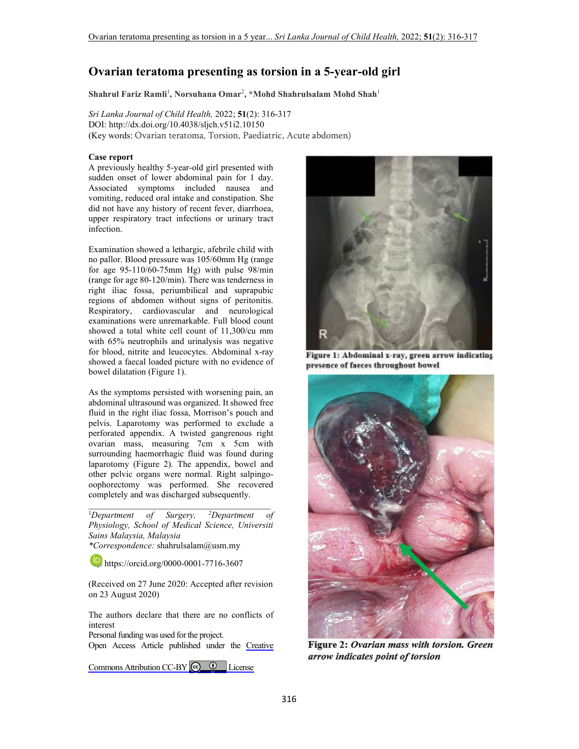# Ovarian teratoma presenting as torsion in a 5-year-old girl

**Shahrul Fariz Ramli**[1], **Norsuhana Omar**[2], **\*Mohd Shahrulsalam Mohd Shah**[1]

*Sri Lanka Journal of Child Health,* 2022; **51**(2): 316-317
DOI: http://dx.doi.org/10.4038/sljch.v51i2.10150
(Key words: Ovarian teratoma, Torsion, Paediatric, Acute abdomen)

## Case report

A previously healthy 5-year-old girl presented with sudden onset of lower abdominal pain for 1 day. Associated symptoms included nausea and vomiting, reduced oral intake and constipation. She did not have any history of recent fever, diarrhoea, upper respiratory tract infections or urinary tract infection.

Examination showed a lethargic, afebrile child with no pallor. Blood pressure was 105/60mm Hg (range for age 95-110/60-75mm Hg) with pulse 98/min (range for age 80-120/min). There was tenderness in right iliac fossa, periumbilical and suprapubic regions of abdomen without signs of peritonitis. Respiratory, cardiovascular and neurological examinations were unremarkable. Full blood count showed a total white cell count of 11,300/cu mm with 65% neutrophils and urinalysis was negative for blood, nitrite and leucocytes. Abdominal x-ray showed a faecal loaded picture with no evidence of bowel dilatation (Figure 1).

**Figure 1: Abdominal x-ray, green arrow indicating presence of faeces throughout bowel**

As the symptoms persisted with worsening pain, an abdominal ultrasound was organized. It showed free fluid in the right iliac fossa, Morrison's pouch and pelvis. Laparotomy was performed to exclude a perforated appendix. A twisted gangrenous right ovarian mass, measuring 7cm x 5cm with surrounding haemorrhagic fluid was found during laparotomy (Figure 2). The appendix, bowel and other pelvic organs were normal. Right salpingo-oophorectomy was performed. She recovered completely and was discharged subsequently.

**Figure 2:** ***Ovarian mass with torsion. Green arrow indicates point of torsion***

---

[1]*Department of Surgery,* [2]*Department of Physiology, School of Medical Science, Universiti Sains Malaysia, Malaysia*
*\*Correspondence:* shahrulsalam@usm.my

https://orcid.org/0000-0001-7716-3607

(Received on 27 June 2020: Accepted after revision on 23 August 2020)

The authors declare that there are no conflicts of interest
Personal funding was used for the project.
Open Access Article published under the Creative Commons Attribution CC-BY License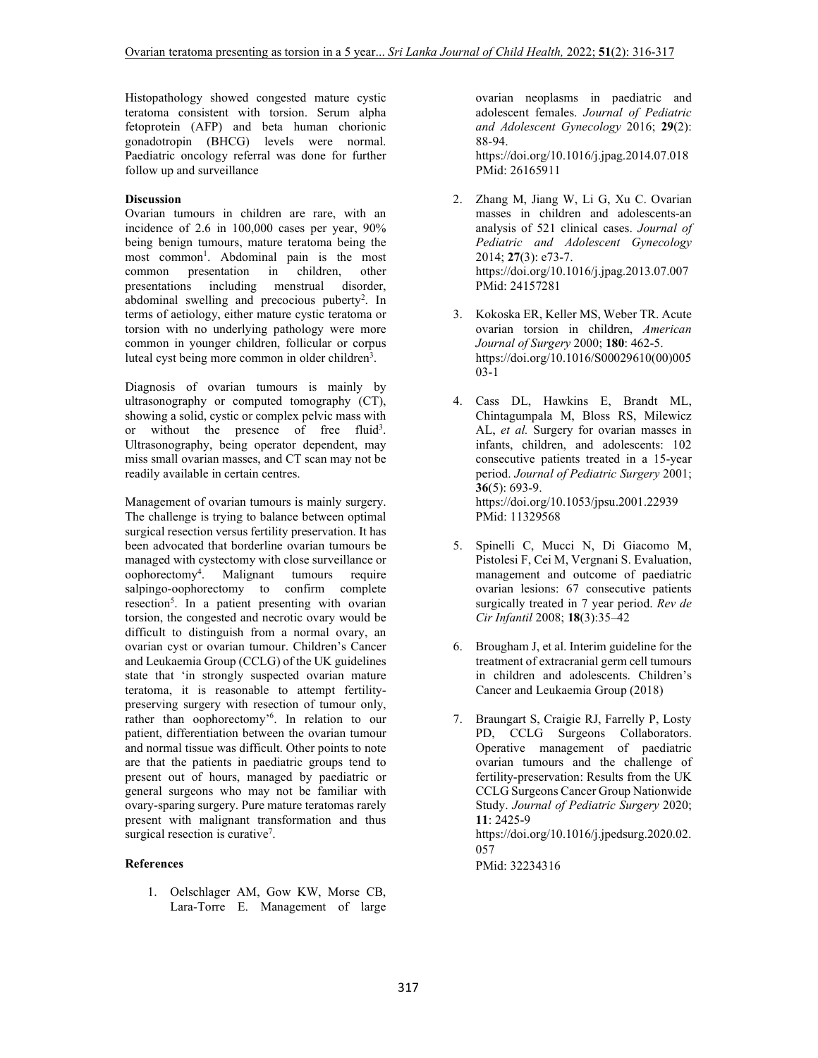Histopathology showed congested mature cystic teratoma consistent with torsion. Serum alpha fetoprotein (AFP) and beta human chorionic gonadotropin (BHCG) levels were normal. Paediatric oncology referral was done for further follow up and surveillance

## Discussion

Ovarian tumours in children are rare, with an incidence of 2.6 in 100,000 cases per year, 90% being benign tumours, mature teratoma being the most common[1]. Abdominal pain is the most common presentation in children, other presentations including menstrual disorder, abdominal swelling and precocious puberty[2]. In terms of aetiology, either mature cystic teratoma or torsion with no underlying pathology were more common in younger children, follicular or corpus luteal cyst being more common in older children[3].

Diagnosis of ovarian tumours is mainly by ultrasonography or computed tomography (CT), showing a solid, cystic or complex pelvic mass with or without the presence of free fluid[3]. Ultrasonography, being operator dependent, may miss small ovarian masses, and CT scan may not be readily available in certain centres.

Management of ovarian tumours is mainly surgery. The challenge is trying to balance between optimal surgical resection versus fertility preservation. It has been advocated that borderline ovarian tumours be managed with cystectomy with close surveillance or oophorectomy[4]. Malignant tumours require salpingo-oophorectomy to confirm complete resection[5]. In a patient presenting with ovarian torsion, the congested and necrotic ovary would be difficult to distinguish from a normal ovary, an ovarian cyst or ovarian tumour. Children's Cancer and Leukaemia Group (CCLG) of the UK guidelines state that 'in strongly suspected ovarian mature teratoma, it is reasonable to attempt fertility-preserving surgery with resection of tumour only, rather than oophorectomy'[6]. In relation to our patient, differentiation between the ovarian tumour and normal tissue was difficult. Other points to note are that the patients in paediatric groups tend to present out of hours, managed by paediatric or general surgeons who may not be familiar with ovary-sparing surgery. Pure mature teratomas rarely present with malignant transformation and thus surgical resection is curative[7].

## References

1. Oelschlager AM, Gow KW, Morse CB, Lara-Torre E. Management of large ovarian neoplasms in paediatric and adolescent females. *Journal of Pediatric and Adolescent Gynecology* 2016; **29**(2): 88-94. https://doi.org/10.1016/j.jpag.2014.07.018 PMid: 26165911

2. Zhang M, Jiang W, Li G, Xu C. Ovarian masses in children and adolescents-an analysis of 521 clinical cases. *Journal of Pediatric and Adolescent Gynecology* 2014; **27**(3): e73-7. https://doi.org/10.1016/j.jpag.2013.07.007 PMid: 24157281

3. Kokoska ER, Keller MS, Weber TR. Acute ovarian torsion in children, *American Journal of Surgery* 2000; **180**: 462-5. https://doi.org/10.1016/S00029610(00)00503-1

4. Cass DL, Hawkins E, Brandt ML, Chintagumpala M, Bloss RS, Milewicz AL, *et al.* Surgery for ovarian masses in infants, children, and adolescents: 102 consecutive patients treated in a 15-year period. *Journal of Pediatric Surgery* 2001; **36**(5): 693-9. https://doi.org/10.1053/jpsu.2001.22939 PMid: 11329568

5. Spinelli C, Mucci N, Di Giacomo M, Pistolesi F, Cei M, Vergnani S. Evaluation, management and outcome of paediatric ovarian lesions: 67 consecutive patients surgically treated in 7 year period. *Rev de Cir Infantil* 2008; **18**(3):35–42

6. Brougham J, et al. Interim guideline for the treatment of extracranial germ cell tumours in children and adolescents. Children's Cancer and Leukaemia Group (2018)

7. Braungart S, Craigie RJ, Farrelly P, Losty PD, CCLG Surgeons Collaborators. Operative management of paediatric ovarian tumours and the challenge of fertility-preservation: Results from the UK CCLG Surgeons Cancer Group Nationwide Study. *Journal of Pediatric Surgery* 2020; **11**: 2425-9 https://doi.org/10.1016/j.jpedsurg.2020.02.057 PMid: 32234316